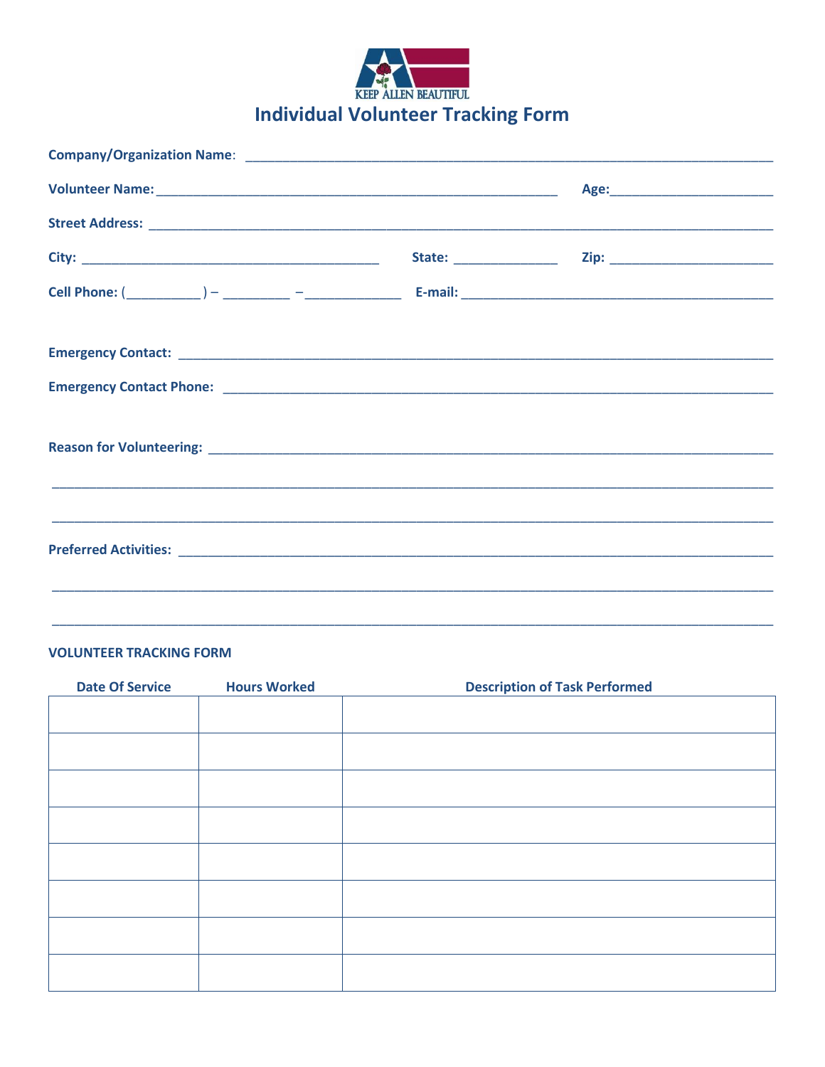KEEP ALLEN BEAUTIFUL

# Individual Volunteer Tracking Form

**Company/Organization Name**: ___________________________________________________________________________

**Volunteer Name:** _______________________________________________________ **Age:**______________________

**Street Address:** _____________________________________________________________________________________

**City:** _________________________________________ **State:** ______________ **Zip:** ______________________

**Cell Phone:** (__________ ) – _________ –_____________ **E-mail:** ___________________________________________

**Emergency Contact:** __________________________________________________________________________________

**Emergency Contact Phone:** ____________________________________________________________________________

**Reason for Volunteering:** ______________________________________________________________________________

____________________________________________________________________________________________________

____________________________________________________________________________________________________

**Preferred Activities:** __________________________________________________________________________________

____________________________________________________________________________________________________

____________________________________________________________________________________________________

**VOLUNTEER TRACKING FORM**

| Date Of Service | Hours Worked | Description of Task Performed |
|---|---|---|
| | | |
| | | |
| | | |
| | | |
| | | |
| | | |
| | | |
| | | |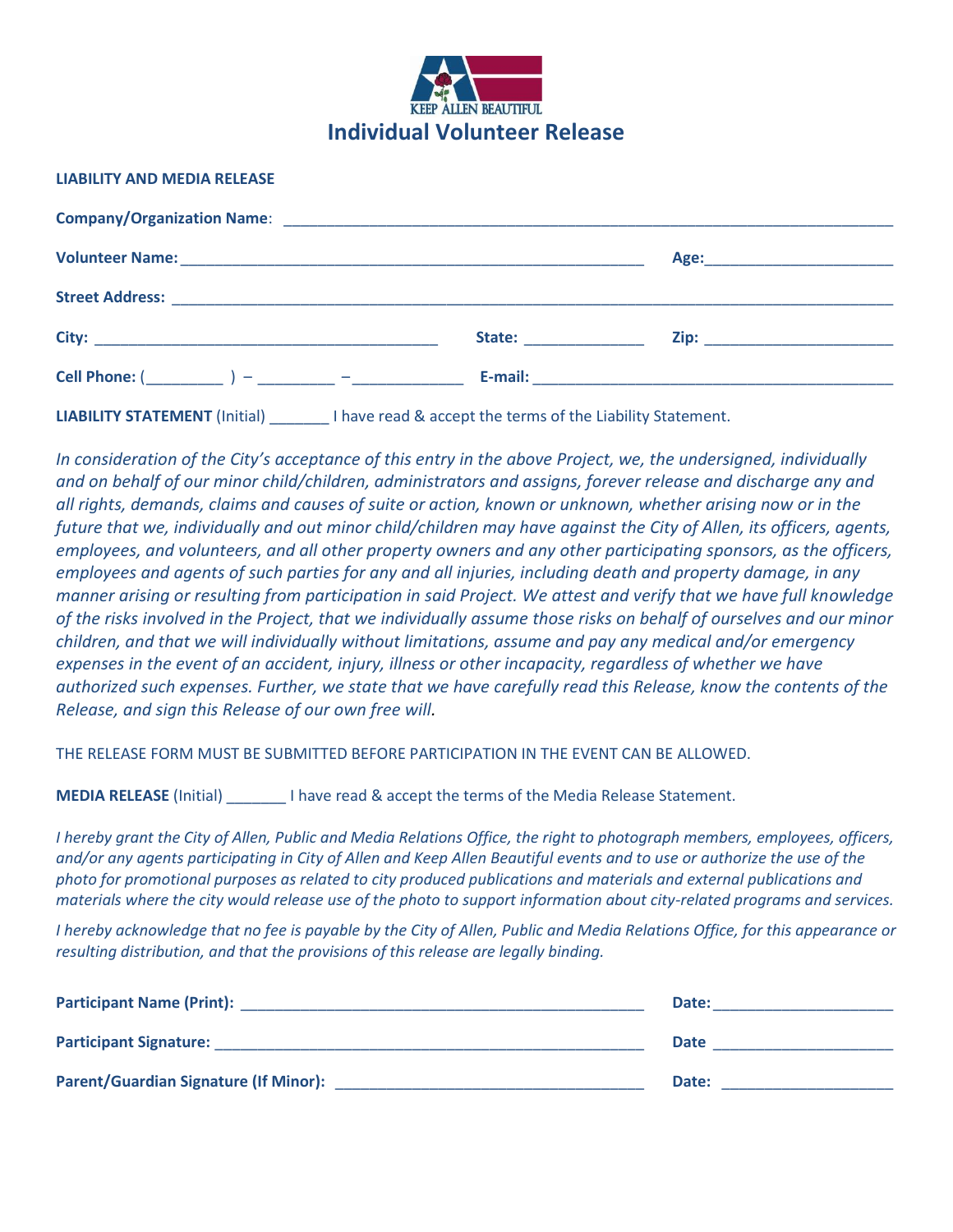KEEP ALLEN BEAUTIFUL

# Individual Volunteer Release

**LIABILITY AND MEDIA RELEASE**

**Company/Organization Name**: ___________________________________________________________________________

**Volunteer Name:** ___________________________________________________________ **Age:** _______________________

**Street Address:** ____________________________________________________________________________________

**City:** ___________________________________________ **State:** ______________ **Zip:** _______________________

**Cell Phone:** (_________ ) – _________ –_____________ **E-mail:** ______________________________________________

**LIABILITY STATEMENT** (Initial) _______ I have read & accept the terms of the Liability Statement.

*In consideration of the City's acceptance of this entry in the above Project, we, the undersigned, individually and on behalf of our minor child/children, administrators and assigns, forever release and discharge any and all rights, demands, claims and causes of suite or action, known or unknown, whether arising now or in the future that we, individually and out minor child/children may have against the City of Allen, its officers, agents, employees, and volunteers, and all other property owners and any other participating sponsors, as the officers, employees and agents of such parties for any and all injuries, including death and property damage, in any manner arising or resulting from participation in said Project. We attest and verify that we have full knowledge of the risks involved in the Project, that we individually assume those risks on behalf of ourselves and our minor children, and that we will individually without limitations, assume and pay any medical and/or emergency expenses in the event of an accident, injury, illness or other incapacity, regardless of whether we have authorized such expenses. Further, we state that we have carefully read this Release, know the contents of the Release, and sign this Release of our own free will.*

THE RELEASE FORM MUST BE SUBMITTED BEFORE PARTICIPATION IN THE EVENT CAN BE ALLOWED.

**MEDIA RELEASE** (Initial) _______ I have read & accept the terms of the Media Release Statement.

*I hereby grant the City of Allen, Public and Media Relations Office, the right to photograph members, employees, officers, and/or any agents participating in City of Allen and Keep Allen Beautiful events and to use or authorize the use of the photo for promotional purposes as related to city produced publications and materials and external publications and materials where the city would release use of the photo to support information about city-related programs and services.*

*I hereby acknowledge that no fee is payable by the City of Allen, Public and Media Relations Office, for this appearance or resulting distribution, and that the provisions of this release are legally binding.*

**Participant Name (Print):** __________________________________________________ **Date:** _____________________

**Participant Signature:** _____________________________________________________ **Date** _____________________

**Parent/Guardian Signature (If Minor):** ____________________________________ **Date:** _____________________